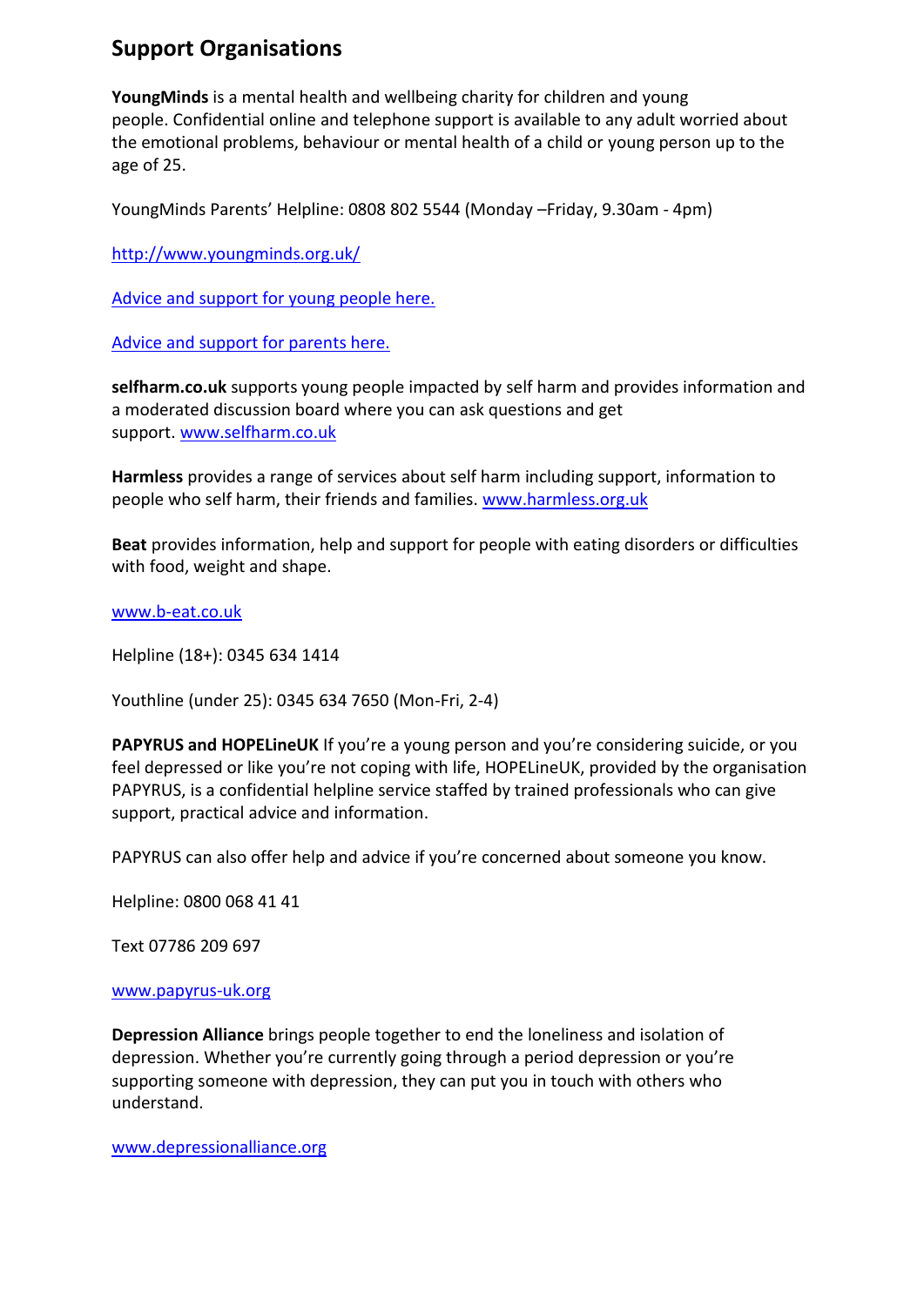## Support Organisations

**YoungMinds** is a mental health and wellbeing charity for children and young people. Confidential online and telephone support is available to any adult worried about the emotional problems, behaviour or mental health of a child or young person up to the age of 25.

YoungMinds Parents' Helpline: 0808 802 5544 (Monday –Friday, 9.30am - 4pm)

http://www.youngminds.org.uk/

Advice and support for young people here.

Advice and support for parents here.

**selfharm.co.uk** supports young people impacted by self harm and provides information and a moderated discussion board where you can ask questions and get support. www.selfharm.co.uk

**Harmless** provides a range of services about self harm including support, information to people who self harm, their friends and families. www.harmless.org.uk

**Beat** provides information, help and support for people with eating disorders or difficulties with food, weight and shape.

www.b-eat.co.uk

Helpline (18+): 0345 634 1414

Youthline (under 25): 0345 634 7650 (Mon-Fri, 2-4)

**PAPYRUS and HOPELineUK** If you're a young person and you're considering suicide, or you feel depressed or like you're not coping with life, HOPELineUK, provided by the organisation PAPYRUS, is a confidential helpline service staffed by trained professionals who can give support, practical advice and information.

PAPYRUS can also offer help and advice if you're concerned about someone you know.

Helpline: 0800 068 41 41

Text 07786 209 697

www.papyrus-uk.org

**Depression Alliance** brings people together to end the loneliness and isolation of depression. Whether you're currently going through a period depression or you're supporting someone with depression, they can put you in touch with others who understand.

www.depressionalliance.org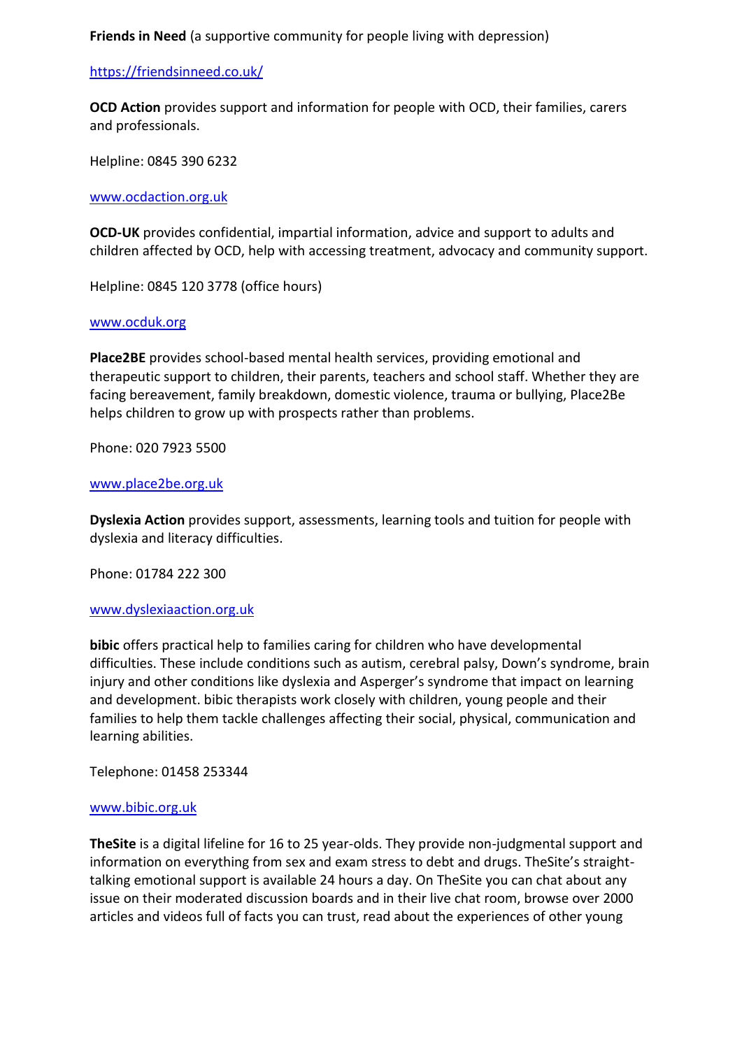**Friends in Need** (a supportive community for people living with depression)

https://friendsinneed.co.uk/

**OCD Action** provides support and information for people with OCD, their families, carers and professionals.

Helpline: 0845 390 6232

www.ocdaction.org.uk

**OCD-UK** provides confidential, impartial information, advice and support to adults and children affected by OCD, help with accessing treatment, advocacy and community support.

Helpline: 0845 120 3778 (office hours)

www.ocduk.org

**Place2BE** provides school-based mental health services, providing emotional and therapeutic support to children, their parents, teachers and school staff. Whether they are facing bereavement, family breakdown, domestic violence, trauma or bullying, Place2Be helps children to grow up with prospects rather than problems.

Phone: 020 7923 5500

www.place2be.org.uk

**Dyslexia Action** provides support, assessments, learning tools and tuition for people with dyslexia and literacy difficulties.

Phone: 01784 222 300

www.dyslexiaaction.org.uk

**bibic** offers practical help to families caring for children who have developmental difficulties. These include conditions such as autism, cerebral palsy, Down's syndrome, brain injury and other conditions like dyslexia and Asperger's syndrome that impact on learning and development. bibic therapists work closely with children, young people and their families to help them tackle challenges affecting their social, physical, communication and learning abilities.

Telephone: 01458 253344

www.bibic.org.uk

**TheSite** is a digital lifeline for 16 to 25 year-olds. They provide non-judgmental support and information on everything from sex and exam stress to debt and drugs. TheSite's straight-talking emotional support is available 24 hours a day. On TheSite you can chat about any issue on their moderated discussion boards and in their live chat room, browse over 2000 articles and videos full of facts you can trust, read about the experiences of other young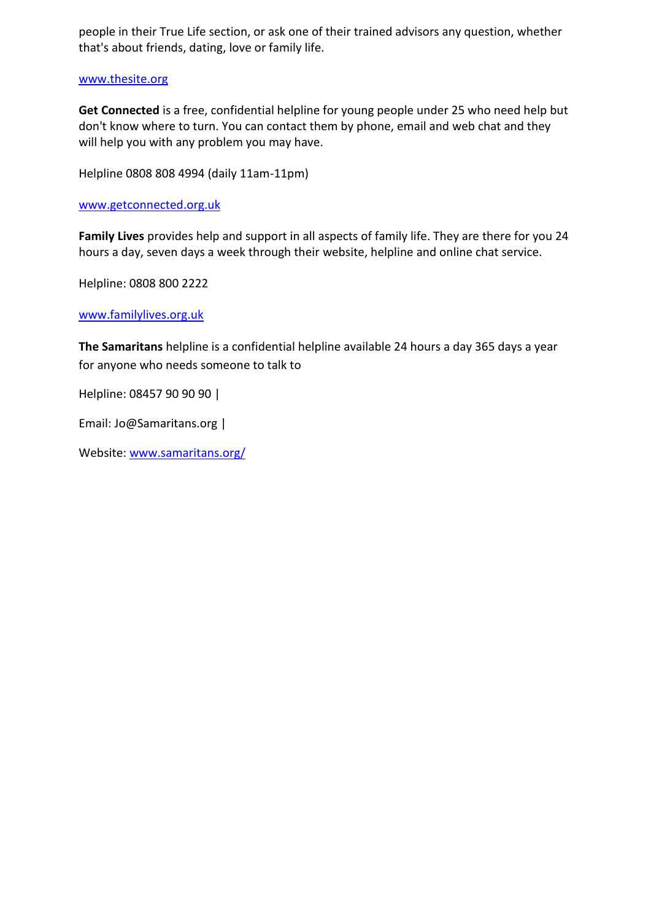people in their True Life section, or ask one of their trained advisors any question, whether that's about friends, dating, love or family life.

[www.thesite.org](http://www.thesite.org)

**Get Connected** is a free, confidential helpline for young people under 25 who need help but don't know where to turn. You can contact them by phone, email and web chat and they will help you with any problem you may have.

Helpline 0808 808 4994 (daily 11am-11pm)

[www.getconnected.org.uk](http://www.getconnected.org.uk)

**Family Lives** provides help and support in all aspects of family life. They are there for you 24 hours a day, seven days a week through their website, helpline and online chat service.

Helpline: 0808 800 2222

[www.familylives.org.uk](http://www.familylives.org.uk)

**The Samaritans** helpline is a confidential helpline available 24 hours a day 365 days a year for anyone who needs someone to talk to

Helpline: 08457 90 90 90 |

Email: Jo@Samaritans.org |

Website: [www.samaritans.org/](http://www.samaritans.org/)